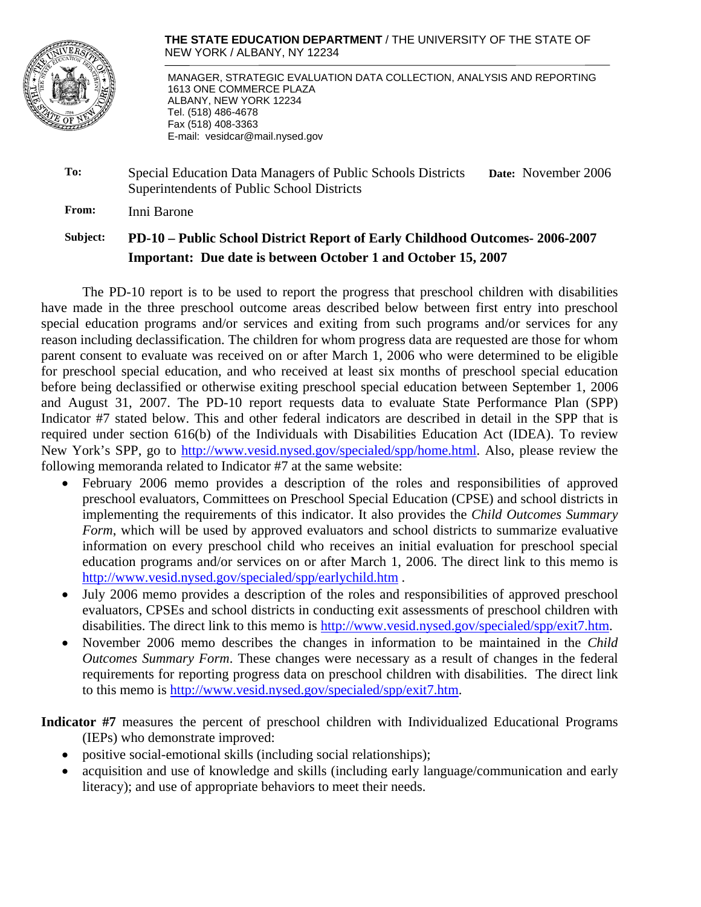**THE STATE EDUCATION DEPARTMENT** / THE UNIVERSITY OF THE STATE OF NEW YORK / ALBANY, NY 12234

MANAGER, STRATEGIC EVALUATION DATA COLLECTION, ANALYSIS AND REPORTING
1613 ONE COMMERCE PLAZA
ALBANY, NEW YORK 12234
Tel. (518) 486-4678
Fax (518) 408-3363
E-mail: vesidcar@mail.nysed.gov

**To:** Special Education Data Managers of Public Schools Districts
Superintendents of Public School Districts

**Date:** November 2006

**From:** Inni Barone

**Subject:** **PD-10 – Public School District Report of Early Childhood Outcomes- 2006-2007**
**Important: Due date is between October 1 and October 15, 2007**

The PD-10 report is to be used to report the progress that preschool children with disabilities have made in the three preschool outcome areas described below between first entry into preschool special education programs and/or services and exiting from such programs and/or services for any reason including declassification. The children for whom progress data are requested are those for whom parent consent to evaluate was received on or after March 1, 2006 who were determined to be eligible for preschool special education, and who received at least six months of preschool special education before being declassified or otherwise exiting preschool special education between September 1, 2006 and August 31, 2007. The PD-10 report requests data to evaluate State Performance Plan (SPP) Indicator #7 stated below. This and other federal indicators are described in detail in the SPP that is required under section 616(b) of the Individuals with Disabilities Education Act (IDEA). To review New York's SPP, go to http://www.vesid.nysed.gov/specialed/spp/home.html. Also, please review the following memoranda related to Indicator #7 at the same website:

- February 2006 memo provides a description of the roles and responsibilities of approved preschool evaluators, Committees on Preschool Special Education (CPSE) and school districts in implementing the requirements of this indicator. It also provides the *Child Outcomes Summary Form*, which will be used by approved evaluators and school districts to summarize evaluative information on every preschool child who receives an initial evaluation for preschool special education programs and/or services on or after March 1, 2006. The direct link to this memo is http://www.vesid.nysed.gov/specialed/spp/earlychild.htm .
- July 2006 memo provides a description of the roles and responsibilities of approved preschool evaluators, CPSEs and school districts in conducting exit assessments of preschool children with disabilities. The direct link to this memo is http://www.vesid.nysed.gov/specialed/spp/exit7.htm.
- November 2006 memo describes the changes in information to be maintained in the *Child Outcomes Summary Form*. These changes were necessary as a result of changes in the federal requirements for reporting progress data on preschool children with disabilities. The direct link to this memo is http://www.vesid.nysed.gov/specialed/spp/exit7.htm.

**Indicator #7** measures the percent of preschool children with Individualized Educational Programs (IEPs) who demonstrate improved:

- positive social-emotional skills (including social relationships);
- acquisition and use of knowledge and skills (including early language/communication and early literacy); and use of appropriate behaviors to meet their needs.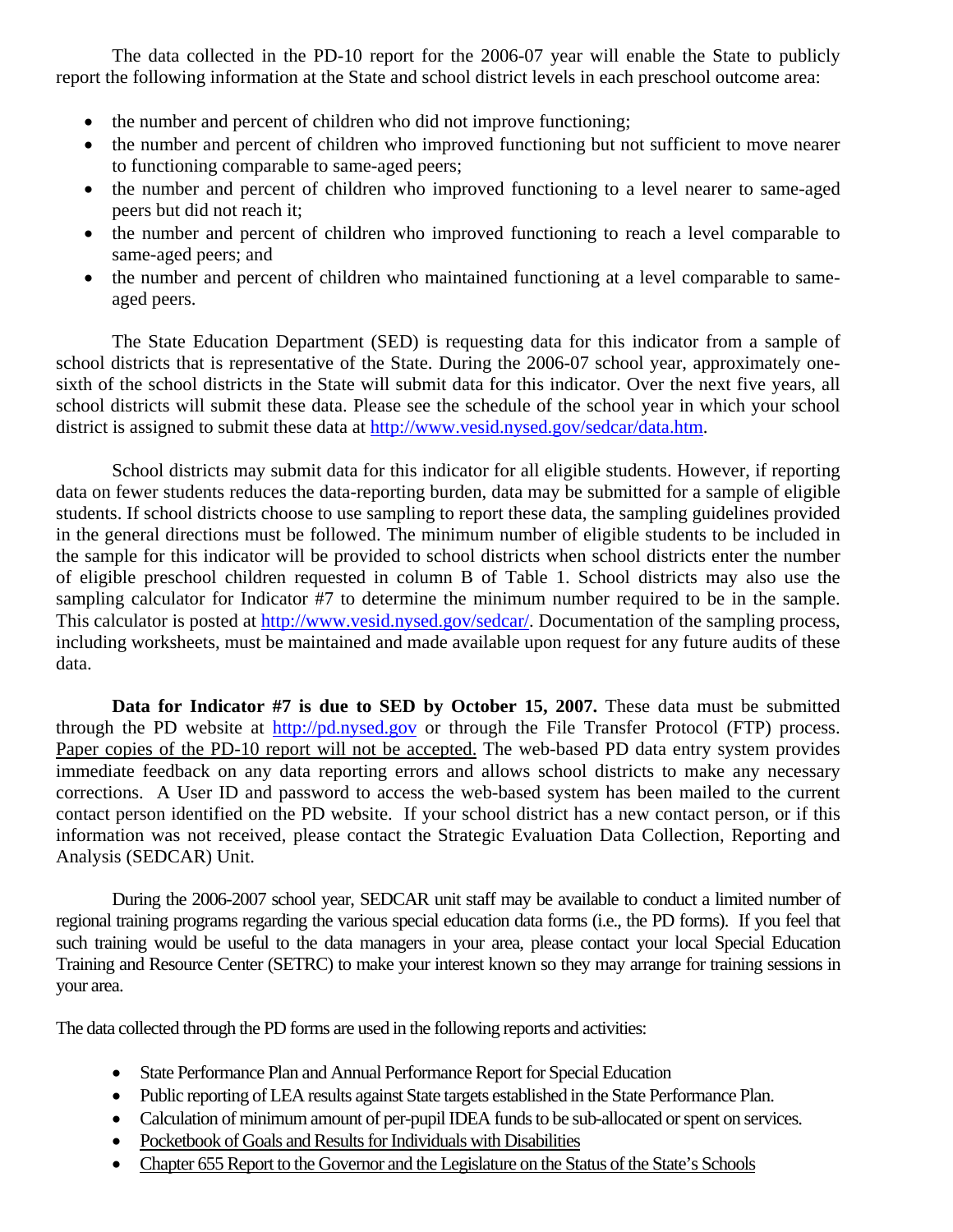The data collected in the PD-10 report for the 2006-07 year will enable the State to publicly report the following information at the State and school district levels in each preschool outcome area:

- the number and percent of children who did not improve functioning;
- the number and percent of children who improved functioning but not sufficient to move nearer to functioning comparable to same-aged peers;
- the number and percent of children who improved functioning to a level nearer to same-aged peers but did not reach it;
- the number and percent of children who improved functioning to reach a level comparable to same-aged peers; and
- the number and percent of children who maintained functioning at a level comparable to same-aged peers.

The State Education Department (SED) is requesting data for this indicator from a sample of school districts that is representative of the State. During the 2006-07 school year, approximately one-sixth of the school districts in the State will submit data for this indicator. Over the next five years, all school districts will submit these data. Please see the schedule of the school year in which your school district is assigned to submit these data at http://www.vesid.nysed.gov/sedcar/data.htm.

School districts may submit data for this indicator for all eligible students. However, if reporting data on fewer students reduces the data-reporting burden, data may be submitted for a sample of eligible students. If school districts choose to use sampling to report these data, the sampling guidelines provided in the general directions must be followed. The minimum number of eligible students to be included in the sample for this indicator will be provided to school districts when school districts enter the number of eligible preschool children requested in column B of Table 1. School districts may also use the sampling calculator for Indicator #7 to determine the minimum number required to be in the sample. This calculator is posted at http://www.vesid.nysed.gov/sedcar/. Documentation of the sampling process, including worksheets, must be maintained and made available upon request for any future audits of these data.

**Data for Indicator #7 is due to SED by October 15, 2007.** These data must be submitted through the PD website at http://pd.nysed.gov or through the File Transfer Protocol (FTP) process. Paper copies of the PD-10 report will not be accepted. The web-based PD data entry system provides immediate feedback on any data reporting errors and allows school districts to make any necessary corrections. A User ID and password to access the web-based system has been mailed to the current contact person identified on the PD website. If your school district has a new contact person, or if this information was not received, please contact the Strategic Evaluation Data Collection, Reporting and Analysis (SEDCAR) Unit.

During the 2006-2007 school year, SEDCAR unit staff may be available to conduct a limited number of regional training programs regarding the various special education data forms (i.e., the PD forms). If you feel that such training would be useful to the data managers in your area, please contact your local Special Education Training and Resource Center (SETRC) to make your interest known so they may arrange for training sessions in your area.

The data collected through the PD forms are used in the following reports and activities:

- State Performance Plan and Annual Performance Report for Special Education
- Public reporting of LEA results against State targets established in the State Performance Plan.
- Calculation of minimum amount of per-pupil IDEA funds to be sub-allocated or spent on services.
- Pocketbook of Goals and Results for Individuals with Disabilities
- Chapter 655 Report to the Governor and the Legislature on the Status of the State's Schools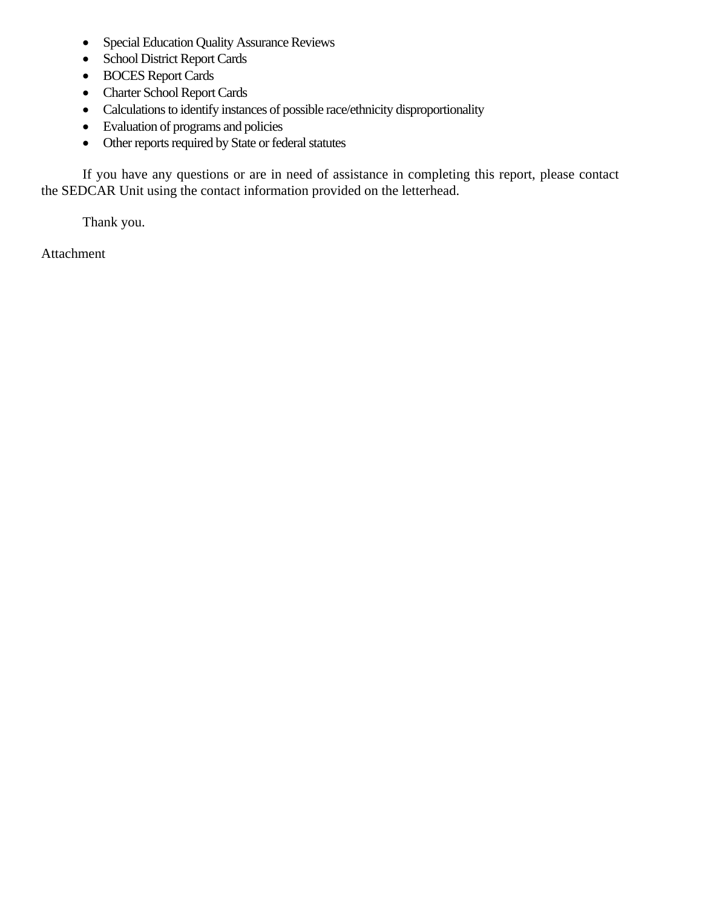- Special Education Quality Assurance Reviews
- School District Report Cards
- BOCES Report Cards
- Charter School Report Cards
- Calculations to identify instances of possible race/ethnicity disproportionality
- Evaluation of programs and policies
- Other reports required by State or federal statutes

If you have any questions or are in need of assistance in completing this report, please contact the SEDCAR Unit using the contact information provided on the letterhead.

Thank you.

Attachment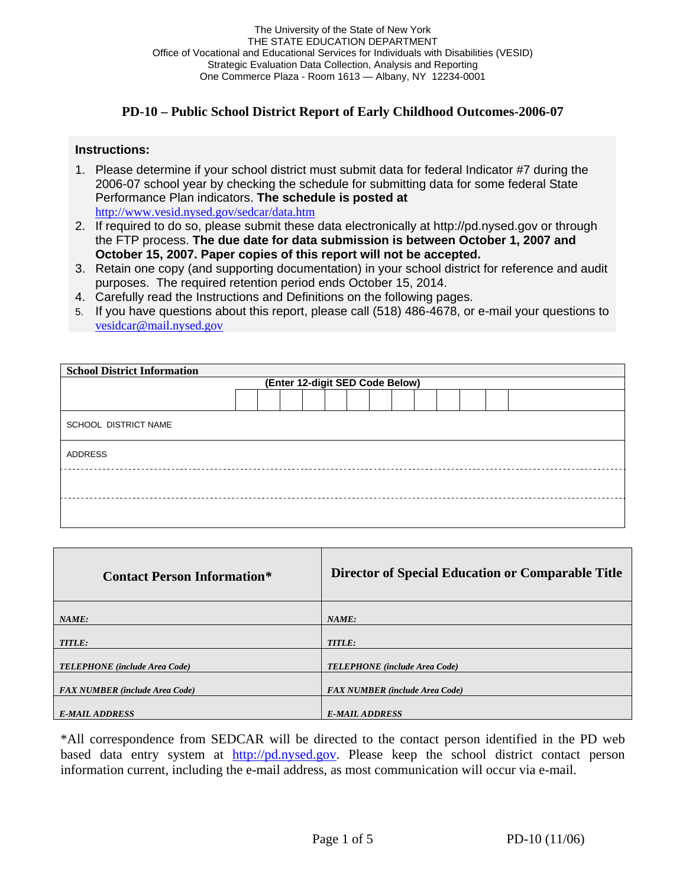The University of the State of New York
THE STATE EDUCATION DEPARTMENT
Office of Vocational and Educational Services for Individuals with Disabilities (VESID)
Strategic Evaluation Data Collection, Analysis and Reporting
One Commerce Plaza - Room 1613 — Albany, NY 12234-0001

# PD-10 – Public School District Report of Early Childhood Outcomes-2006-07

**Instructions:**

1. Please determine if your school district must submit data for federal Indicator #7 during the 2006-07 school year by checking the schedule for submitting data for some federal State Performance Plan indicators. **The schedule is posted at** http://www.vesid.nysed.gov/sedcar/data.htm
2. If required to do so, please submit these data electronically at http://pd.nysed.gov or through the FTP process. **The due date for data submission is between October 1, 2007 and October 15, 2007. Paper copies of this report will not be accepted.**
3. Retain one copy (and supporting documentation) in your school district for reference and audit purposes. The required retention period ends October 15, 2014.
4. Carefully read the Instructions and Definitions on the following pages.
5. If you have questions about this report, please call (518) 486-4678, or e-mail your questions to vesidcar@mail.nysed.gov

| School District Information |
|---|
| (Enter 12-digit SED Code Below) |
| |
| SCHOOL DISTRICT NAME |
| ADDRESS |
| |
| |

| Contact Person Information* | Director of Special Education or Comparable Title |
|---|---|
| ***NAME:*** | ***NAME:*** |
| ***TITLE:*** | ***TITLE:*** |
| ***TELEPHONE (include Area Code)*** | ***TELEPHONE (include Area Code)*** |
| ***FAX NUMBER (include Area Code)*** | ***FAX NUMBER (include Area Code)*** |
| ***E-MAIL ADDRESS*** | ***E-MAIL ADDRESS*** |

*All correspondence from SEDCAR will be directed to the contact person identified in the PD web based data entry system at http://pd.nysed.gov. Please keep the school district contact person information current, including the e-mail address, as most communication will occur via e-mail.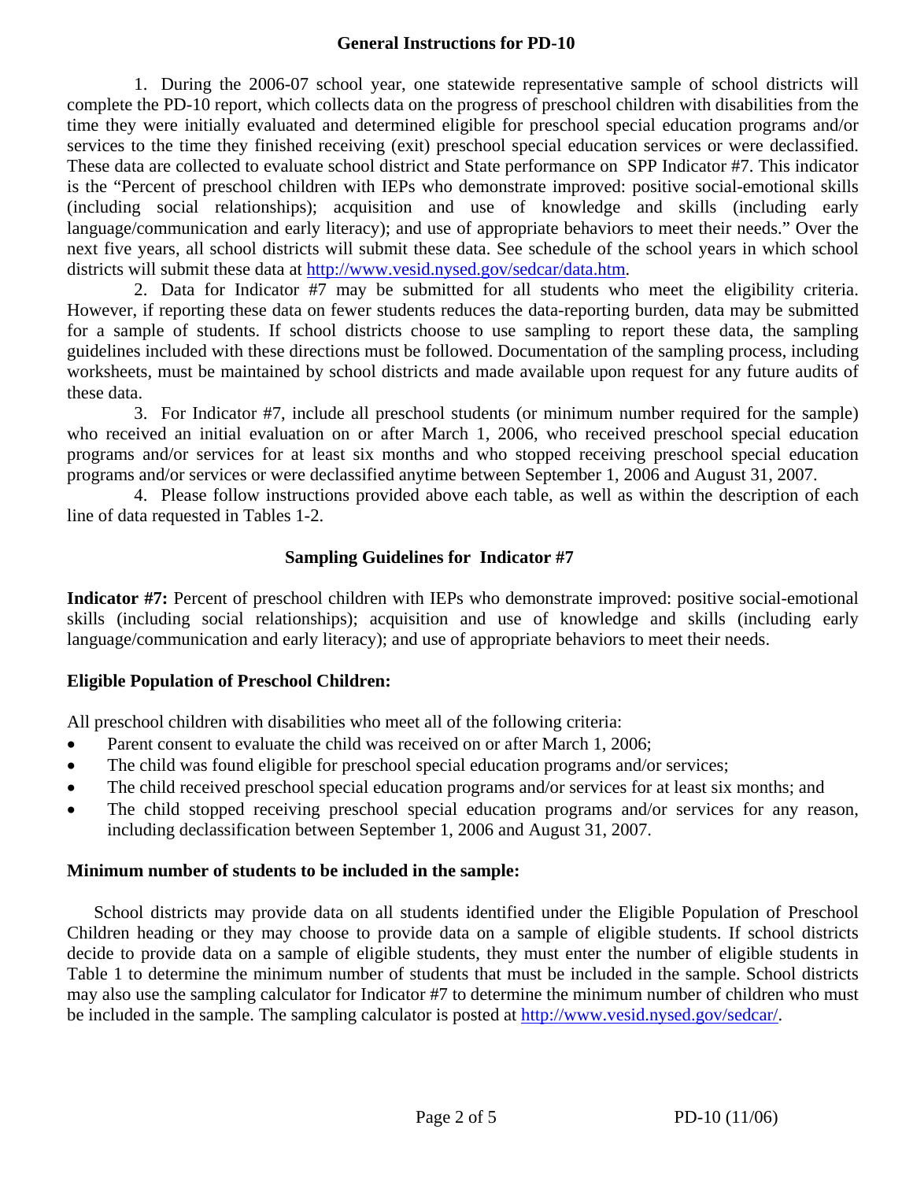## General Instructions for PD-10

1. During the 2006-07 school year, one statewide representative sample of school districts will complete the PD-10 report, which collects data on the progress of preschool children with disabilities from the time they were initially evaluated and determined eligible for preschool special education programs and/or services to the time they finished receiving (exit) preschool special education services or were declassified. These data are collected to evaluate school district and State performance on SPP Indicator #7. This indicator is the "Percent of preschool children with IEPs who demonstrate improved: positive social-emotional skills (including social relationships); acquisition and use of knowledge and skills (including early language/communication and early literacy); and use of appropriate behaviors to meet their needs." Over the next five years, all school districts will submit these data. See schedule of the school years in which school districts will submit these data at http://www.vesid.nysed.gov/sedcar/data.htm.

2. Data for Indicator #7 may be submitted for all students who meet the eligibility criteria. However, if reporting these data on fewer students reduces the data-reporting burden, data may be submitted for a sample of students. If school districts choose to use sampling to report these data, the sampling guidelines included with these directions must be followed. Documentation of the sampling process, including worksheets, must be maintained by school districts and made available upon request for any future audits of these data.

3. For Indicator #7, include all preschool students (or minimum number required for the sample) who received an initial evaluation on or after March 1, 2006, who received preschool special education programs and/or services for at least six months and who stopped receiving preschool special education programs and/or services or were declassified anytime between September 1, 2006 and August 31, 2007.

4. Please follow instructions provided above each table, as well as within the description of each line of data requested in Tables 1-2.

## Sampling Guidelines for Indicator #7

**Indicator #7:** Percent of preschool children with IEPs who demonstrate improved: positive social-emotional skills (including social relationships); acquisition and use of knowledge and skills (including early language/communication and early literacy); and use of appropriate behaviors to meet their needs.

### Eligible Population of Preschool Children:

All preschool children with disabilities who meet all of the following criteria:

- Parent consent to evaluate the child was received on or after March 1, 2006;
- The child was found eligible for preschool special education programs and/or services;
- The child received preschool special education programs and/or services for at least six months; and
- The child stopped receiving preschool special education programs and/or services for any reason, including declassification between September 1, 2006 and August 31, 2007.

### Minimum number of students to be included in the sample:

School districts may provide data on all students identified under the Eligible Population of Preschool Children heading or they may choose to provide data on a sample of eligible students. If school districts decide to provide data on a sample of eligible students, they must enter the number of eligible students in Table 1 to determine the minimum number of students that must be included in the sample. School districts may also use the sampling calculator for Indicator #7 to determine the minimum number of children who must be included in the sample. The sampling calculator is posted at http://www.vesid.nysed.gov/sedcar/.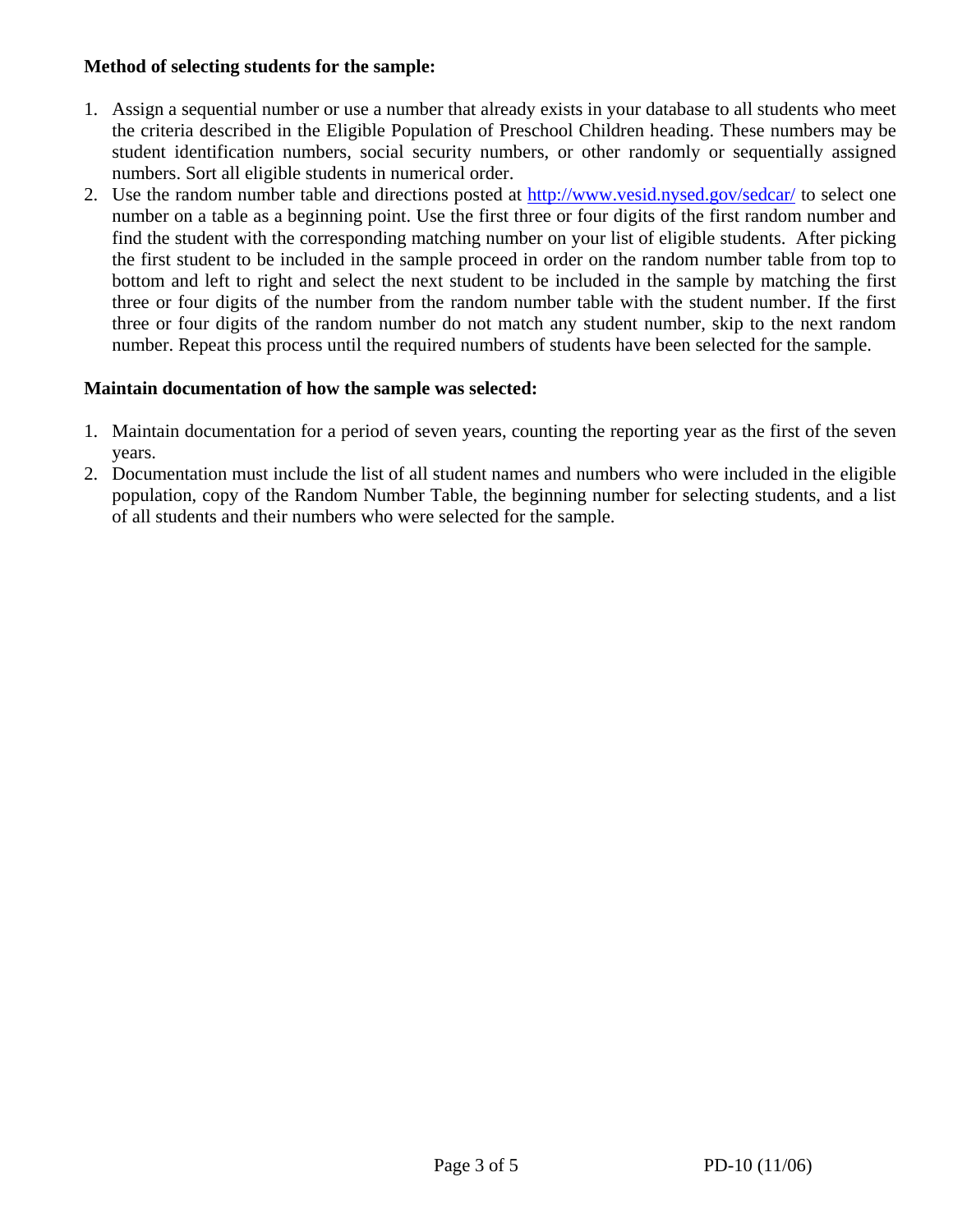**Method of selecting students for the sample:**

1. Assign a sequential number or use a number that already exists in your database to all students who meet the criteria described in the Eligible Population of Preschool Children heading. These numbers may be student identification numbers, social security numbers, or other randomly or sequentially assigned numbers. Sort all eligible students in numerical order.
2. Use the random number table and directions posted at http://www.vesid.nysed.gov/sedcar/ to select one number on a table as a beginning point. Use the first three or four digits of the first random number and find the student with the corresponding matching number on your list of eligible students. After picking the first student to be included in the sample proceed in order on the random number table from top to bottom and left to right and select the next student to be included in the sample by matching the first three or four digits of the number from the random number table with the student number. If the first three or four digits of the random number do not match any student number, skip to the next random number. Repeat this process until the required numbers of students have been selected for the sample.

**Maintain documentation of how the sample was selected:**

1. Maintain documentation for a period of seven years, counting the reporting year as the first of the seven years.
2. Documentation must include the list of all student names and numbers who were included in the eligible population, copy of the Random Number Table, the beginning number for selecting students, and a list of all students and their numbers who were selected for the sample.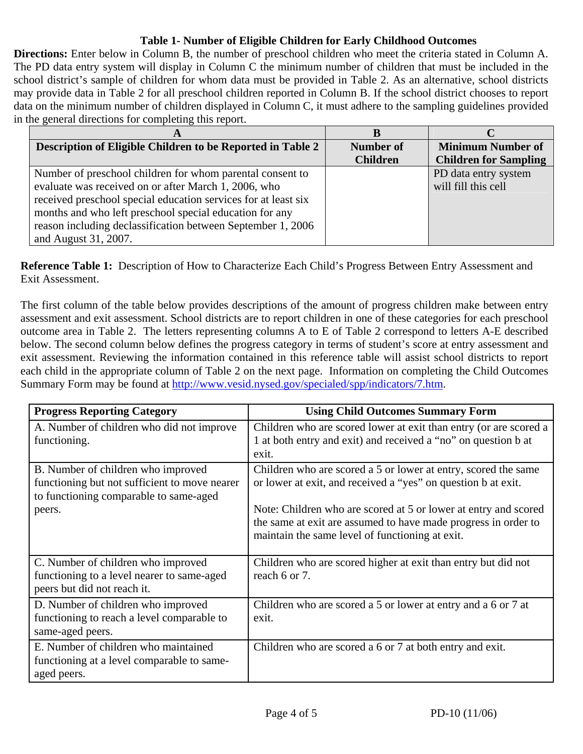## Table 1- Number of Eligible Children for Early Childhood Outcomes

**Directions:** Enter below in Column B, the number of preschool children who meet the criteria stated in Column A. The PD data entry system will display in Column C the minimum number of children that must be included in the school district's sample of children for whom data must be provided in Table 2. As an alternative, school districts may provide data in Table 2 for all preschool children reported in Column B. If the school district chooses to report data on the minimum number of children displayed in Column C, it must adhere to the sampling guidelines provided in the general directions for completing this report.

| A | B | C |
|---|---|---|
| **Description of Eligible Children to be Reported in Table 2** | **Number of Children** | **Minimum Number of Children for Sampling** |
| Number of preschool children for whom parental consent to evaluate was received on or after March 1, 2006, who received preschool special education services for at least six months and who left preschool special education for any reason including declassification between September 1, 2006 and August 31, 2007. | | PD data entry system will fill this cell |

**Reference Table 1:** Description of How to Characterize Each Child's Progress Between Entry Assessment and Exit Assessment.

The first column of the table below provides descriptions of the amount of progress children make between entry assessment and exit assessment. School districts are to report children in one of these categories for each preschool outcome area in Table 2. The letters representing columns A to E of Table 2 correspond to letters A-E described below. The second column below defines the progress category in terms of student's score at entry assessment and exit assessment. Reviewing the information contained in this reference table will assist school districts to report each child in the appropriate column of Table 2 on the next page. Information on completing the Child Outcomes Summary Form may be found at http://www.vesid.nysed.gov/specialed/spp/indicators/7.htm.

| Progress Reporting Category | Using Child Outcomes Summary Form |
|---|---|
| A. Number of children who did not improve functioning. | Children who are scored lower at exit than entry (or are scored a 1 at both entry and exit) and received a "no" on question b at exit. |
| B. Number of children who improved functioning but not sufficient to move nearer to functioning comparable to same-aged peers. | Children who are scored a 5 or lower at entry, scored the same or lower at exit, and received a "yes" on question b at exit.<br><br>Note: Children who are scored at 5 or lower at entry and scored the same at exit are assumed to have made progress in order to maintain the same level of functioning at exit. |
| C. Number of children who improved functioning to a level nearer to same-aged peers but did not reach it. | Children who are scored higher at exit than entry but did not reach 6 or 7. |
| D. Number of children who improved functioning to reach a level comparable to same-aged peers. | Children who are scored a 5 or lower at entry and a 6 or 7 at exit. |
| E. Number of children who maintained functioning at a level comparable to same-aged peers. | Children who are scored a 6 or 7 at both entry and exit. |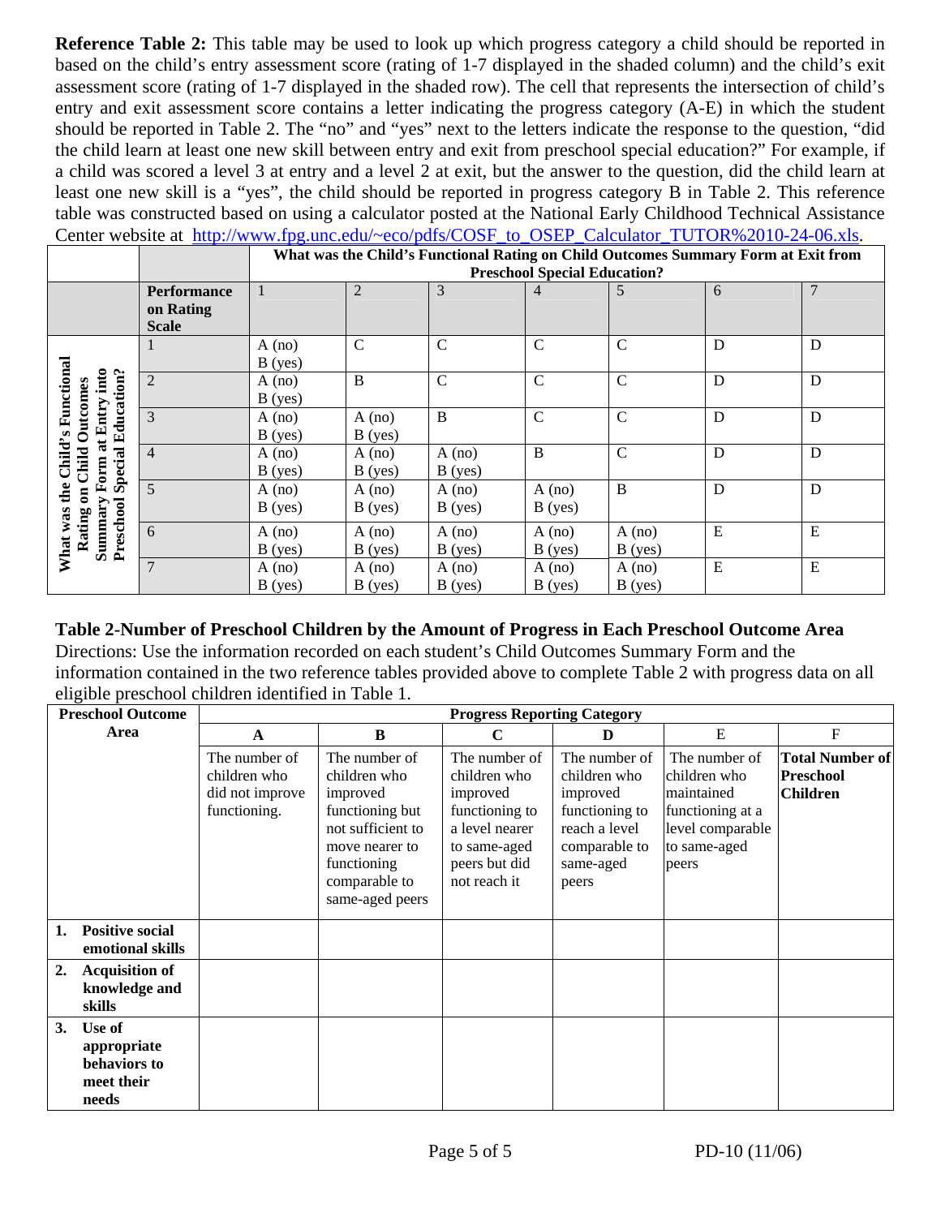**Reference Table 2:** This table may be used to look up which progress category a child should be reported in based on the child's entry assessment score (rating of 1-7 displayed in the shaded column) and the child's exit assessment score (rating of 1-7 displayed in the shaded row). The cell that represents the intersection of child's entry and exit assessment score contains a letter indicating the progress category (A-E) in which the student should be reported in Table 2. The "no" and "yes" next to the letters indicate the response to the question, "did the child learn at least one new skill between entry and exit from preschool special education?" For example, if a child was scored a level 3 at entry and a level 2 at exit, but the answer to the question, did the child learn at least one new skill is a "yes", the child should be reported in progress category B in Table 2. This reference table was constructed based on using a calculator posted at the National Early Childhood Technical Assistance Center website at http://www.fpg.unc.edu/~eco/pdfs/COSF_to_OSEP_Calculator_TUTOR%2010-24-06.xls.

| | | **What was the Child's Functional Rating on Child Outcomes Summary Form at Exit from Preschool Special Education?** | | | | | | |
|---|---|---|---|---|---|---|---|---|
| | **Performance on Rating Scale** | 1 | 2 | 3 | 4 | 5 | 6 | 7 |
| **What was the Child's Functional Rating on Child Outcomes Summary Form at Entry into Preschool Special Education?** | 1 | A (no) B (yes) | C | C | C | C | D | D |
| | 2 | A (no) B (yes) | B | C | C | C | D | D |
| | 3 | A (no) B (yes) | A (no) B (yes) | B | C | C | D | D |
| | 4 | A (no) B (yes) | A (no) B (yes) | A (no) B (yes) | B | C | D | D |
| | 5 | A (no) B (yes) | A (no) B (yes) | A (no) B (yes) | A (no) B (yes) | B | D | D |
| | 6 | A (no) B (yes) | A (no) B (yes) | A (no) B (yes) | A (no) B (yes) | A (no) B (yes) | E | E |
| | 7 | A (no) B (yes) | A (no) B (yes) | A (no) B (yes) | A (no) B (yes) | A (no) B (yes) | E | E |

**Table 2-Number of Preschool Children by the Amount of Progress in Each Preschool Outcome Area**

Directions: Use the information recorded on each student's Child Outcomes Summary Form and the information contained in the two reference tables provided above to complete Table 2 with progress data on all eligible preschool children identified in Table 1.

| **Preschool Outcome Area** | **Progress Reporting Category** | | | | | |
|---|---|---|---|---|---|---|
| | **A** | **B** | **C** | **D** | E | F |
| | The number of children who did not improve functioning. | The number of children who improved functioning but not sufficient to move nearer to functioning comparable to same-aged peers | The number of children who improved functioning to a level nearer to same-aged peers but did not reach it | The number of children who improved functioning to reach a level comparable to same-aged peers | The number of children who maintained functioning at a level comparable to same-aged peers | **Total Number of Preschool Children** |
| **1. Positive social emotional skills** | | | | | | |
| **2. Acquisition of knowledge and skills** | | | | | | |
| **3. Use of appropriate behaviors to meet their needs** | | | | | | |

PD-10 (11/06)